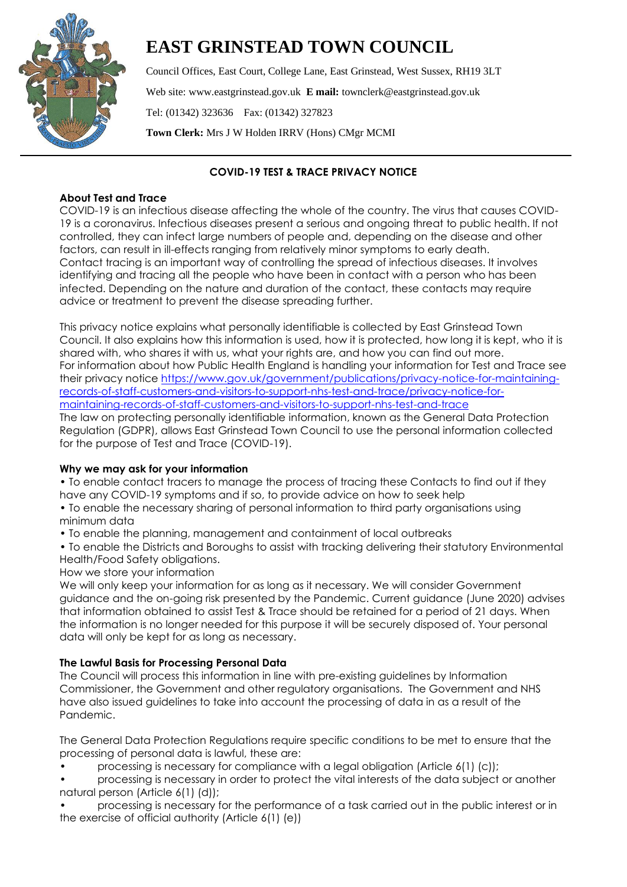# EAST GRINSTEAD TOWN COUNCIL

Council Offices, East Court, College Lane, East Grinstead, West Sussex, RH19 3LT

Web site: www.eastgrinstead.gov.uk **E mail:** townclerk@eastgrinstead.gov.uk

Tel: (01342) 323636 Fax: (01342) 327823

**Town Clerk:** Mrs J W Holden IRRV (Hons) CMgr MCMI

---

## COVID-19 TEST & TRACE PRIVACY NOTICE

### About Test and Trace

COVID-19 is an infectious disease affecting the whole of the country. The virus that causes COVID-19 is a coronavirus. Infectious diseases present a serious and ongoing threat to public health. If not controlled, they can infect large numbers of people and, depending on the disease and other factors, can result in ill-effects ranging from relatively minor symptoms to early death.
Contact tracing is an important way of controlling the spread of infectious diseases. It involves identifying and tracing all the people who have been in contact with a person who has been infected. Depending on the nature and duration of the contact, these contacts may require advice or treatment to prevent the disease spreading further.

This privacy notice explains what personally identifiable is collected by East Grinstead Town Council. It also explains how this information is used, how it is protected, how long it is kept, who it is shared with, who shares it with us, what your rights are, and how you can find out more.
For information about how Public Health England is handling your information for Test and Trace see their privacy notice https://www.gov.uk/government/publications/privacy-notice-for-maintaining-records-of-staff-customers-and-visitors-to-support-nhs-test-and-trace/privacy-notice-for-maintaining-records-of-staff-customers-and-visitors-to-support-nhs-test-and-trace
The law on protecting personally identifiable information, known as the General Data Protection Regulation (GDPR), allows East Grinstead Town Council to use the personal information collected for the purpose of Test and Trace (COVID-19).

### Why we may ask for your information

- To enable contact tracers to manage the process of tracing these Contacts to find out if they have any COVID-19 symptoms and if so, to provide advice on how to seek help
- To enable the necessary sharing of personal information to third party organisations using minimum data
- To enable the planning, management and containment of local outbreaks
- To enable the Districts and Boroughs to assist with tracking delivering their statutory Environmental Health/Food Safety obligations.

How we store your information
We will only keep your information for as long as it necessary. We will consider Government guidance and the on-going risk presented by the Pandemic. Current guidance (June 2020) advises that information obtained to assist Test & Trace should be retained for a period of 21 days. When the information is no longer needed for this purpose it will be securely disposed of. Your personal data will only be kept for as long as necessary.

### The Lawful Basis for Processing Personal Data

The Council will process this information in line with pre-existing guidelines by Information Commissioner, the Government and other regulatory organisations. The Government and NHS have also issued guidelines to take into account the processing of data in as a result of the Pandemic.

The General Data Protection Regulations require specific conditions to be met to ensure that the processing of personal data is lawful, these are:

- processing is necessary for compliance with a legal obligation (Article 6(1) (c));
- processing is necessary in order to protect the vital interests of the data subject or another natural person (Article 6(1) (d));
- processing is necessary for the performance of a task carried out in the public interest or in the exercise of official authority (Article 6(1) (e))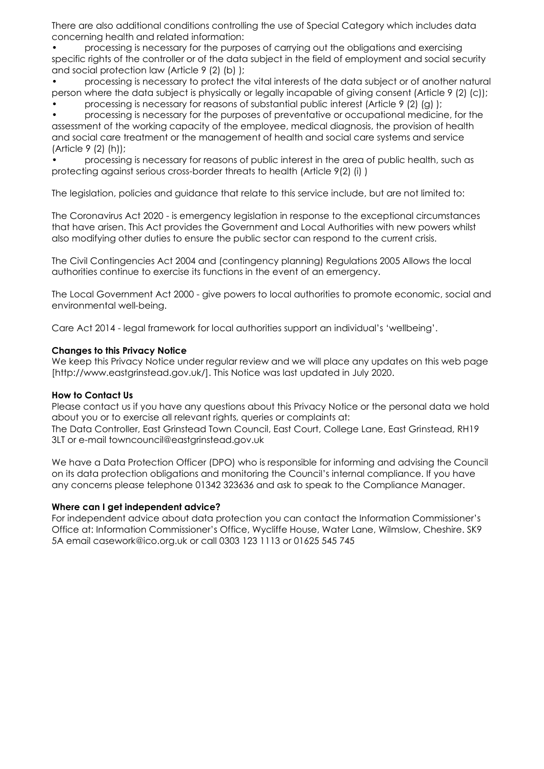There are also additional conditions controlling the use of Special Category which includes data concerning health and related information:

- processing is necessary for the purposes of carrying out the obligations and exercising specific rights of the controller or of the data subject in the field of employment and social security and social protection law (Article 9 (2) (b) );
- processing is necessary to protect the vital interests of the data subject or of another natural person where the data subject is physically or legally incapable of giving consent (Article 9 (2) (c));
- processing is necessary for reasons of substantial public interest (Article 9 (2) (g) );
- processing is necessary for the purposes of preventative or occupational medicine, for the assessment of the working capacity of the employee, medical diagnosis, the provision of health and social care treatment or the management of health and social care systems and service (Article 9 (2) (h));
- processing is necessary for reasons of public interest in the area of public health, such as protecting against serious cross-border threats to health (Article 9(2) (i) )

The legislation, policies and guidance that relate to this service include, but are not limited to:

The Coronavirus Act 2020 - is emergency legislation in response to the exceptional circumstances that have arisen. This Act provides the Government and Local Authorities with new powers whilst also modifying other duties to ensure the public sector can respond to the current crisis.

The Civil Contingencies Act 2004 and (contingency planning) Regulations 2005 Allows the local authorities continue to exercise its functions in the event of an emergency.

The Local Government Act 2000 - give powers to local authorities to promote economic, social and environmental well-being.

Care Act 2014 - legal framework for local authorities support an individual's 'wellbeing'.

**Changes to this Privacy Notice**

We keep this Privacy Notice under regular review and we will place any updates on this web page [http://www.eastgrinstead.gov.uk/]. This Notice was last updated in July 2020.

**How to Contact Us**

Please contact us if you have any questions about this Privacy Notice or the personal data we hold about you or to exercise all relevant rights, queries or complaints at:
The Data Controller, East Grinstead Town Council, East Court, College Lane, East Grinstead, RH19 3LT or e-mail towncouncil@eastgrinstead.gov.uk

We have a Data Protection Officer (DPO) who is responsible for informing and advising the Council on its data protection obligations and monitoring the Council's internal compliance. If you have any concerns please telephone 01342 323636 and ask to speak to the Compliance Manager.

**Where can I get independent advice?**

For independent advice about data protection you can contact the Information Commissioner's Office at: Information Commissioner's Office, Wycliffe House, Water Lane, Wilmslow, Cheshire. SK9 5A email casework@ico.org.uk or call 0303 123 1113 or 01625 545 745